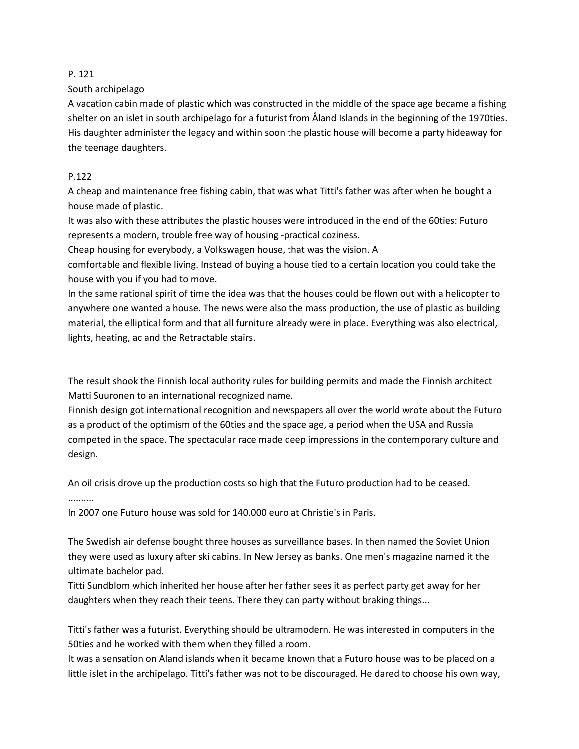P. 121

South archipelago

A vacation cabin made of plastic which was constructed in the middle of the space age became a fishing shelter on an islet in south archipelago for a futurist from Åland Islands in the beginning of the 1970ties. His daughter administer the legacy and within soon the plastic house will become a party hideaway for the teenage daughters.

P.122

A cheap and maintenance free fishing cabin, that was what Titti's father was after when he bought a house made of plastic.

It was also with these attributes the plastic houses were introduced in the end of the 60ties: Futuro represents a modern, trouble free way of housing -practical coziness.

Cheap housing for everybody, a Volkswagen house, that was the vision. A comfortable and flexible living. Instead of buying a house tied to a certain location you could take the house with you if you had to move.

In the same rational spirit of time the idea was that the houses could be flown out with a helicopter to anywhere one wanted a house. The news were also the mass production, the use of plastic as building material, the elliptical form and that all furniture already were in place. Everything was also electrical, lights, heating, ac and the Retractable stairs.

The result shook the Finnish local authority rules for building permits and made the Finnish architect Matti Suuronen to an international recognized name.

Finnish design got international recognition and newspapers all over the world wrote about the Futuro as a product of the optimism of the 60ties and the space age, a period when the USA and Russia competed in the space. The spectacular race made deep impressions in the contemporary culture and design.

An oil crisis drove up the production costs so high that the Futuro production had to be ceased.

..........

In 2007 one Futuro house was sold for 140.000 euro at Christie's in Paris.

The Swedish air defense bought three houses as surveillance bases. In then named the Soviet Union they were used as luxury after ski cabins. In New Jersey as banks. One men's magazine named it the ultimate bachelor pad.

Titti Sundblom which inherited her house after her father sees it as perfect party get away for her daughters when they reach their teens. There they can party without braking things...

Titti's father was a futurist. Everything should be ultramodern. He was interested in computers in the 50ties and he worked with them when they filled a room.

It was a sensation on Aland islands when it became known that a Futuro house was to be placed on a little islet in the archipelago. Titti's father was not to be discouraged. He dared to choose his own way,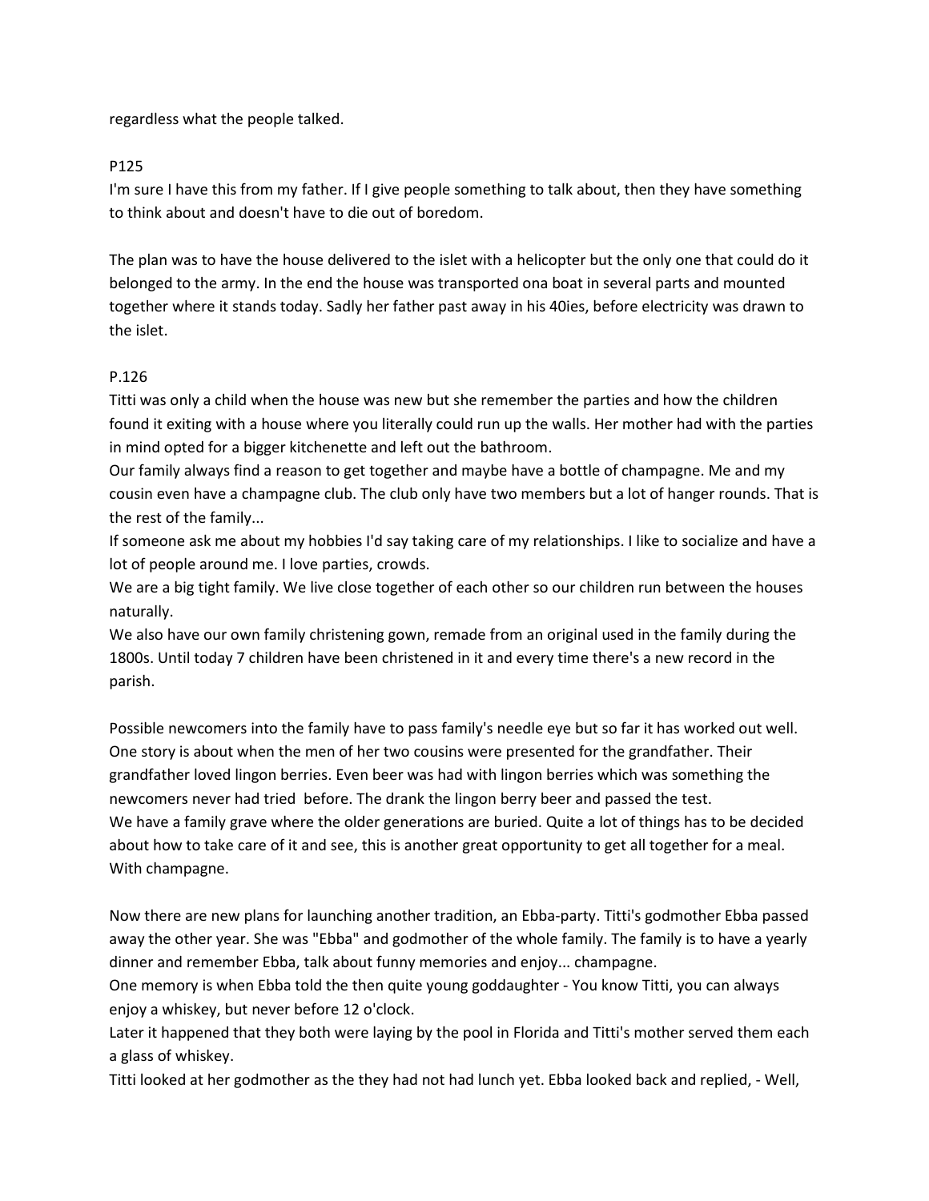regardless what the people talked.

P125

I'm sure I have this from my father. If I give people something to talk about, then they have something to think about and doesn't have to die out of boredom.

The plan was to have the house delivered to the islet with a helicopter but the only one that could do it belonged to the army. In the end the house was transported ona boat in several parts and mounted together where it stands today. Sadly her father past away in his 40ies, before electricity was drawn to the islet.

P.126

Titti was only a child when the house was new but she remember the parties and how the children found it exiting with a house where you literally could run up the walls. Her mother had with the parties in mind opted for a bigger kitchenette and left out the bathroom.

Our family always find a reason to get together and maybe have a bottle of champagne. Me and my cousin even have a champagne club. The club only have two members but a lot of hanger rounds. That is the rest of the family...

If someone ask me about my hobbies I'd say taking care of my relationships. I like to socialize and have a lot of people around me. I love parties, crowds.

We are a big tight family. We live close together of each other so our children run between the houses naturally.

We also have our own family christening gown, remade from an original used in the family during the 1800s. Until today 7 children have been christened in it and every time there's a new record in the parish.

Possible newcomers into the family have to pass family's needle eye but so far it has worked out well. One story is about when the men of her two cousins were presented for the grandfather. Their grandfather loved lingon berries. Even beer was had with lingon berries which was something the newcomers never had tried before. The drank the lingon berry beer and passed the test.

We have a family grave where the older generations are buried. Quite a lot of things has to be decided about how to take care of it and see, this is another great opportunity to get all together for a meal. With champagne.

Now there are new plans for launching another tradition, an Ebba-party. Titti's godmother Ebba passed away the other year. She was "Ebba" and godmother of the whole family. The family is to have a yearly dinner and remember Ebba, talk about funny memories and enjoy... champagne.

One memory is when Ebba told the then quite young goddaughter - You know Titti, you can always enjoy a whiskey, but never before 12 o'clock.

Later it happened that they both were laying by the pool in Florida and Titti's mother served them each a glass of whiskey.

Titti looked at her godmother as the they had not had lunch yet. Ebba looked back and replied, - Well,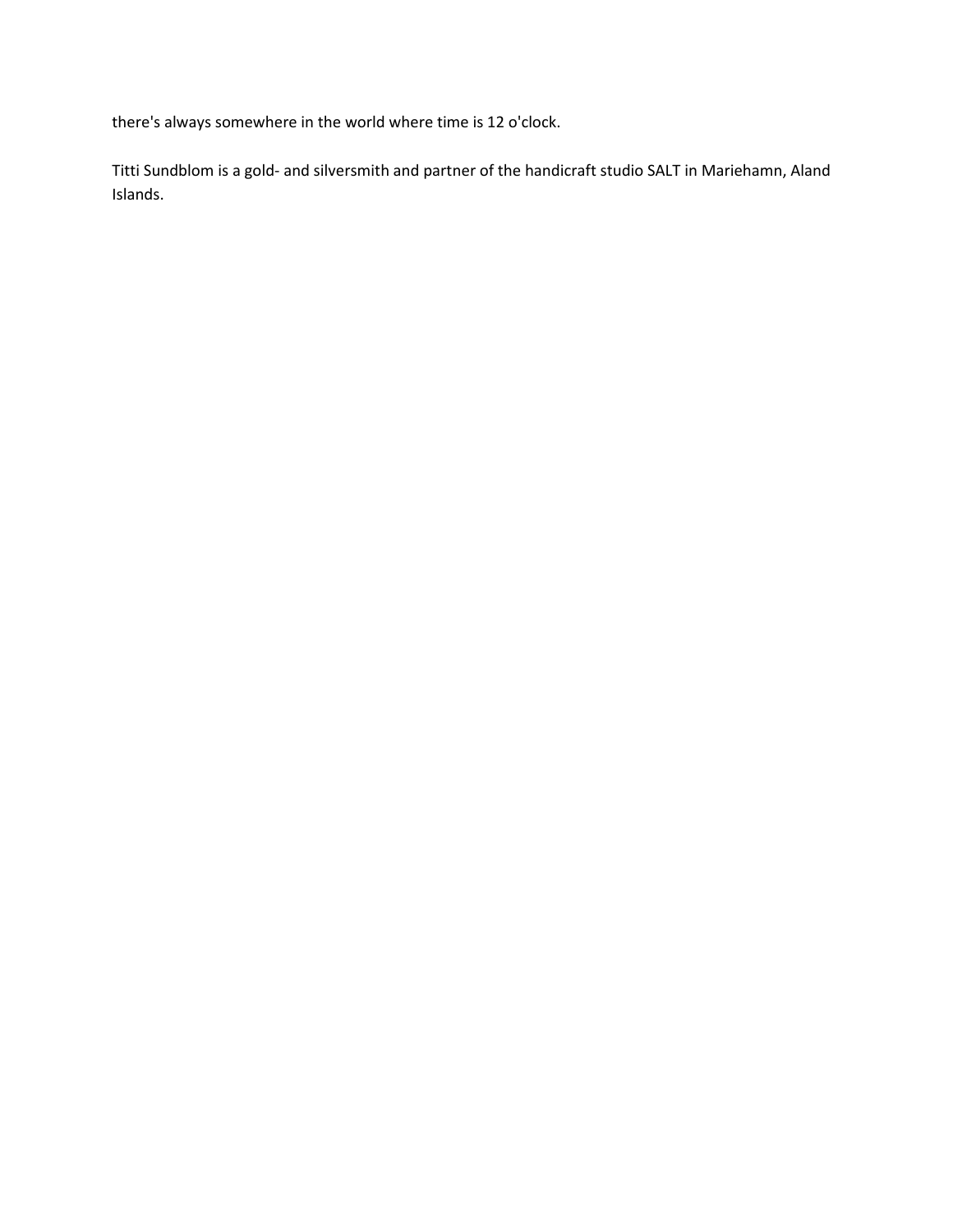there's always somewhere in the world where time is 12 o'clock.

Titti Sundblom is a gold- and silversmith and partner of the handicraft studio SALT in Mariehamn, Aland Islands.